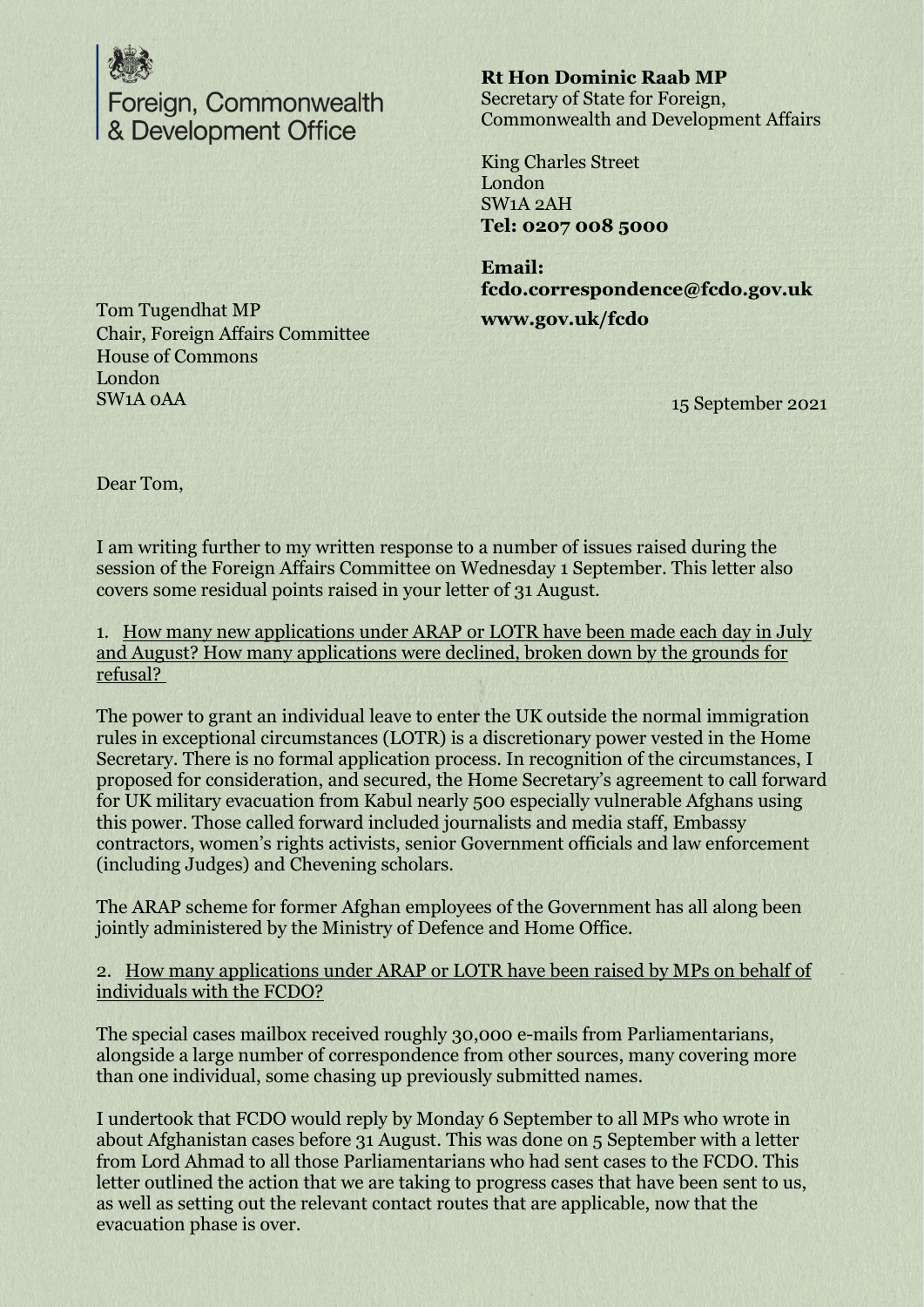Foreign, Commonwealth & Development Office

**Rt Hon Dominic Raab MP**
Secretary of State for Foreign, Commonwealth and Development Affairs

King Charles Street
London
SW1A 2AH
**Tel: 0207 008 5000**

**Email:**
**fcdo.correspondence@fcdo.gov.uk**
**www.gov.uk/fcdo**

Tom Tugendhat MP
Chair, Foreign Affairs Committee
House of Commons
London
SW1A 0AA

15 September 2021

Dear Tom,

I am writing further to my written response to a number of issues raised during the session of the Foreign Affairs Committee on Wednesday 1 September. This letter also covers some residual points raised in your letter of 31 August.

1. How many new applications under ARAP or LOTR have been made each day in July and August? How many applications were declined, broken down by the grounds for refusal?

The power to grant an individual leave to enter the UK outside the normal immigration rules in exceptional circumstances (LOTR) is a discretionary power vested in the Home Secretary. There is no formal application process. In recognition of the circumstances, I proposed for consideration, and secured, the Home Secretary's agreement to call forward for UK military evacuation from Kabul nearly 500 especially vulnerable Afghans using this power. Those called forward included journalists and media staff, Embassy contractors, women's rights activists, senior Government officials and law enforcement (including Judges) and Chevening scholars.

The ARAP scheme for former Afghan employees of the Government has all along been jointly administered by the Ministry of Defence and Home Office.

2. How many applications under ARAP or LOTR have been raised by MPs on behalf of individuals with the FCDO?

The special cases mailbox received roughly 30,000 e-mails from Parliamentarians, alongside a large number of correspondence from other sources, many covering more than one individual, some chasing up previously submitted names.

I undertook that FCDO would reply by Monday 6 September to all MPs who wrote in about Afghanistan cases before 31 August. This was done on 5 September with a letter from Lord Ahmad to all those Parliamentarians who had sent cases to the FCDO. This letter outlined the action that we are taking to progress cases that have been sent to us, as well as setting out the relevant contact routes that are applicable, now that the evacuation phase is over.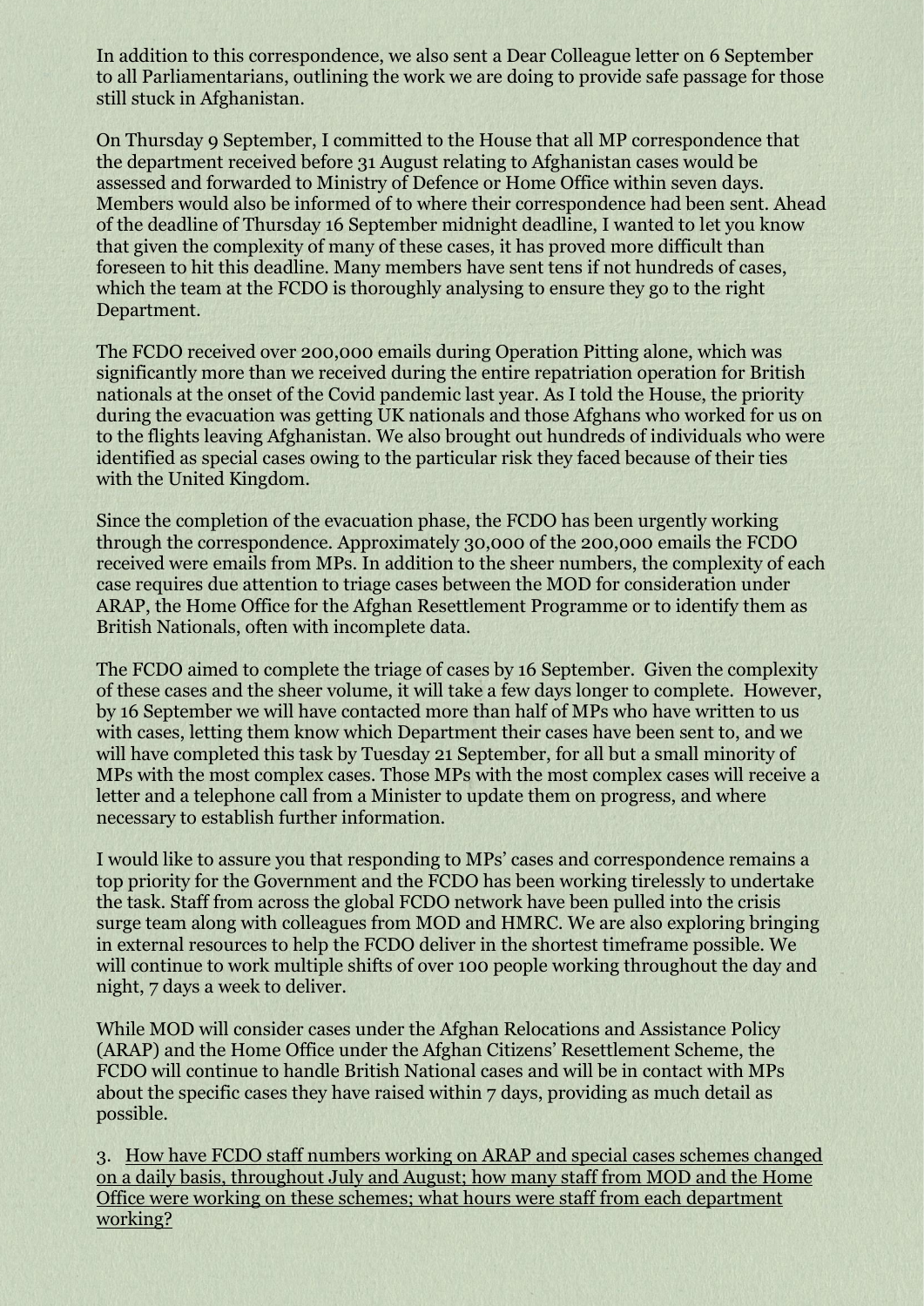In addition to this correspondence, we also sent a Dear Colleague letter on 6 September to all Parliamentarians, outlining the work we are doing to provide safe passage for those still stuck in Afghanistan.

On Thursday 9 September, I committed to the House that all MP correspondence that the department received before 31 August relating to Afghanistan cases would be assessed and forwarded to Ministry of Defence or Home Office within seven days. Members would also be informed of to where their correspondence had been sent. Ahead of the deadline of Thursday 16 September midnight deadline, I wanted to let you know that given the complexity of many of these cases, it has proved more difficult than foreseen to hit this deadline. Many members have sent tens if not hundreds of cases, which the team at the FCDO is thoroughly analysing to ensure they go to the right Department.

The FCDO received over 200,000 emails during Operation Pitting alone, which was significantly more than we received during the entire repatriation operation for British nationals at the onset of the Covid pandemic last year. As I told the House, the priority during the evacuation was getting UK nationals and those Afghans who worked for us on to the flights leaving Afghanistan. We also brought out hundreds of individuals who were identified as special cases owing to the particular risk they faced because of their ties with the United Kingdom.

Since the completion of the evacuation phase, the FCDO has been urgently working through the correspondence. Approximately 30,000 of the 200,000 emails the FCDO received were emails from MPs. In addition to the sheer numbers, the complexity of each case requires due attention to triage cases between the MOD for consideration under ARAP, the Home Office for the Afghan Resettlement Programme or to identify them as British Nationals, often with incomplete data.

The FCDO aimed to complete the triage of cases by 16 September. Given the complexity of these cases and the sheer volume, it will take a few days longer to complete. However, by 16 September we will have contacted more than half of MPs who have written to us with cases, letting them know which Department their cases have been sent to, and we will have completed this task by Tuesday 21 September, for all but a small minority of MPs with the most complex cases. Those MPs with the most complex cases will receive a letter and a telephone call from a Minister to update them on progress, and where necessary to establish further information.

I would like to assure you that responding to MPs' cases and correspondence remains a top priority for the Government and the FCDO has been working tirelessly to undertake the task. Staff from across the global FCDO network have been pulled into the crisis surge team along with colleagues from MOD and HMRC. We are also exploring bringing in external resources to help the FCDO deliver in the shortest timeframe possible. We will continue to work multiple shifts of over 100 people working throughout the day and night, 7 days a week to deliver.

While MOD will consider cases under the Afghan Relocations and Assistance Policy (ARAP) and the Home Office under the Afghan Citizens' Resettlement Scheme, the FCDO will continue to handle British National cases and will be in contact with MPs about the specific cases they have raised within 7 days, providing as much detail as possible.

3. How have FCDO staff numbers working on ARAP and special cases schemes changed on a daily basis, throughout July and August; how many staff from MOD and the Home Office were working on these schemes; what hours were staff from each department working?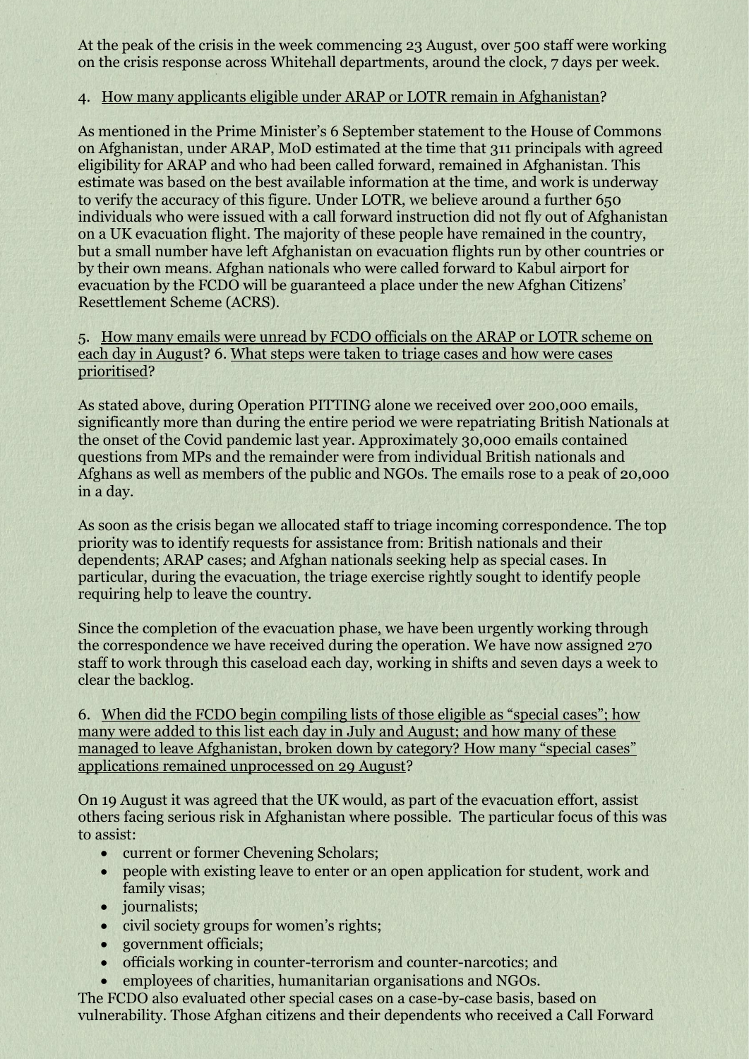At the peak of the crisis in the week commencing 23 August, over 500 staff were working on the crisis response across Whitehall departments, around the clock, 7 days per week.

4. How many applicants eligible under ARAP or LOTR remain in Afghanistan?

As mentioned in the Prime Minister's 6 September statement to the House of Commons on Afghanistan, under ARAP, MoD estimated at the time that 311 principals with agreed eligibility for ARAP and who had been called forward, remained in Afghanistan. This estimate was based on the best available information at the time, and work is underway to verify the accuracy of this figure. Under LOTR, we believe around a further 650 individuals who were issued with a call forward instruction did not fly out of Afghanistan on a UK evacuation flight. The majority of these people have remained in the country, but a small number have left Afghanistan on evacuation flights run by other countries or by their own means. Afghan nationals who were called forward to Kabul airport for evacuation by the FCDO will be guaranteed a place under the new Afghan Citizens' Resettlement Scheme (ACRS).

5. How many emails were unread by FCDO officials on the ARAP or LOTR scheme on each day in August? 6. What steps were taken to triage cases and how were cases prioritised?

As stated above, during Operation PITTING alone we received over 200,000 emails, significantly more than during the entire period we were repatriating British Nationals at the onset of the Covid pandemic last year. Approximately 30,000 emails contained questions from MPs and the remainder were from individual British nationals and Afghans as well as members of the public and NGOs. The emails rose to a peak of 20,000 in a day.

As soon as the crisis began we allocated staff to triage incoming correspondence. The top priority was to identify requests for assistance from: British nationals and their dependents; ARAP cases; and Afghan nationals seeking help as special cases. In particular, during the evacuation, the triage exercise rightly sought to identify people requiring help to leave the country.

Since the completion of the evacuation phase, we have been urgently working through the correspondence we have received during the operation. We have now assigned 270 staff to work through this caseload each day, working in shifts and seven days a week to clear the backlog.

6. When did the FCDO begin compiling lists of those eligible as "special cases"; how many were added to this list each day in July and August; and how many of these managed to leave Afghanistan, broken down by category? How many "special cases" applications remained unprocessed on 29 August?

On 19 August it was agreed that the UK would, as part of the evacuation effort, assist others facing serious risk in Afghanistan where possible. The particular focus of this was to assist:

- current or former Chevening Scholars;
- people with existing leave to enter or an open application for student, work and family visas;
- journalists;
- civil society groups for women's rights;
- government officials;
- officials working in counter-terrorism and counter-narcotics; and
- employees of charities, humanitarian organisations and NGOs.

The FCDO also evaluated other special cases on a case-by-case basis, based on vulnerability. Those Afghan citizens and their dependents who received a Call Forward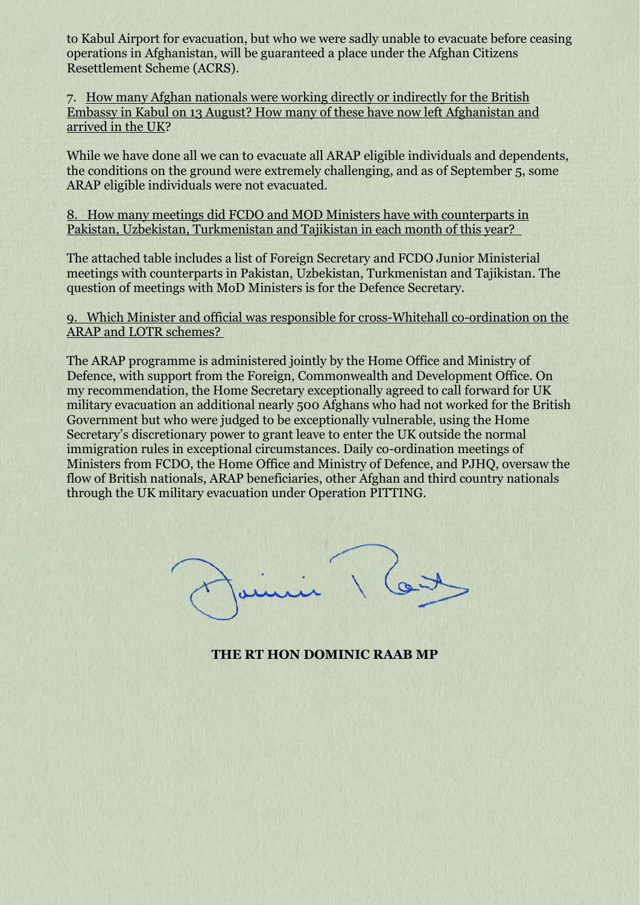to Kabul Airport for evacuation, but who we were sadly unable to evacuate before ceasing operations in Afghanistan, will be guaranteed a place under the Afghan Citizens Resettlement Scheme (ACRS).

7. <u>How many Afghan nationals were working directly or indirectly for the British Embassy in Kabul on 13 August? How many of these have now left Afghanistan and arrived in the UK</u>?

While we have done all we can to evacuate all ARAP eligible individuals and dependents, the conditions on the ground were extremely challenging, and as of September 5, some ARAP eligible individuals were not evacuated.

8. <u>How many meetings did FCDO and MOD Ministers have with counterparts in Pakistan, Uzbekistan, Turkmenistan and Tajikistan in each month of this year?</u>

The attached table includes a list of Foreign Secretary and FCDO Junior Ministerial meetings with counterparts in Pakistan, Uzbekistan, Turkmenistan and Tajikistan. The question of meetings with MoD Ministers is for the Defence Secretary.

9. <u>Which Minister and official was responsible for cross-Whitehall co-ordination on the ARAP and LOTR schemes?</u>

The ARAP programme is administered jointly by the Home Office and Ministry of Defence, with support from the Foreign, Commonwealth and Development Office. On my recommendation, the Home Secretary exceptionally agreed to call forward for UK military evacuation an additional nearly 500 Afghans who had not worked for the British Government but who were judged to be exceptionally vulnerable, using the Home Secretary's discretionary power to grant leave to enter the UK outside the normal immigration rules in exceptional circumstances. Daily co-ordination meetings of Ministers from FCDO, the Home Office and Ministry of Defence, and PJHQ, oversaw the flow of British nationals, ARAP beneficiaries, other Afghan and third country nationals through the UK military evacuation under Operation PITTING.

**THE RT HON DOMINIC RAAB MP**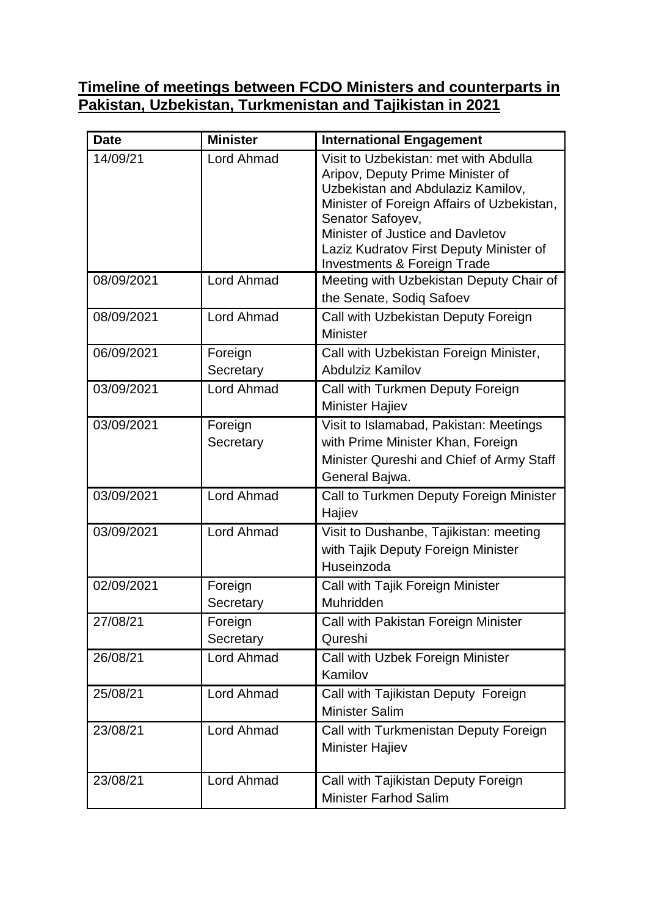**Timeline of meetings between FCDO Ministers and counterparts in Pakistan, Uzbekistan, Turkmenistan and Tajikistan in 2021**

| Date | Minister | International Engagement |
|---|---|---|
| 14/09/21 | Lord Ahmad | Visit to Uzbekistan: met with Abdulla Aripov, Deputy Prime Minister of Uzbekistan and Abdulaziz Kamilov, Minister of Foreign Affairs of Uzbekistan, Senator Safoyev, Minister of Justice and Davletov Laziz Kudratov First Deputy Minister of Investments & Foreign Trade |
| 08/09/2021 | Lord Ahmad | Meeting with Uzbekistan Deputy Chair of the Senate, Sodiq Safoev |
| 08/09/2021 | Lord Ahmad | Call with Uzbekistan Deputy Foreign Minister |
| 06/09/2021 | Foreign Secretary | Call with Uzbekistan Foreign Minister, Abdulziz Kamilov |
| 03/09/2021 | Lord Ahmad | Call with Turkmen Deputy Foreign Minister Hajiev |
| 03/09/2021 | Foreign Secretary | Visit to Islamabad, Pakistan: Meetings with Prime Minister Khan, Foreign Minister Qureshi and Chief of Army Staff General Bajwa. |
| 03/09/2021 | Lord Ahmad | Call to Turkmen Deputy Foreign Minister Hajiev |
| 03/09/2021 | Lord Ahmad | Visit to Dushanbe, Tajikistan: meeting with Tajik Deputy Foreign Minister Huseinzoda |
| 02/09/2021 | Foreign Secretary | Call with Tajik Foreign Minister Muhridden |
| 27/08/21 | Foreign Secretary | Call with Pakistan Foreign Minister Qureshi |
| 26/08/21 | Lord Ahmad | Call with Uzbek Foreign Minister Kamilov |
| 25/08/21 | Lord Ahmad | Call with Tajikistan Deputy Foreign Minister Salim |
| 23/08/21 | Lord Ahmad | Call with Turkmenistan Deputy Foreign Minister Hajiev |
| 23/08/21 | Lord Ahmad | Call with Tajikistan Deputy Foreign Minister Farhod Salim |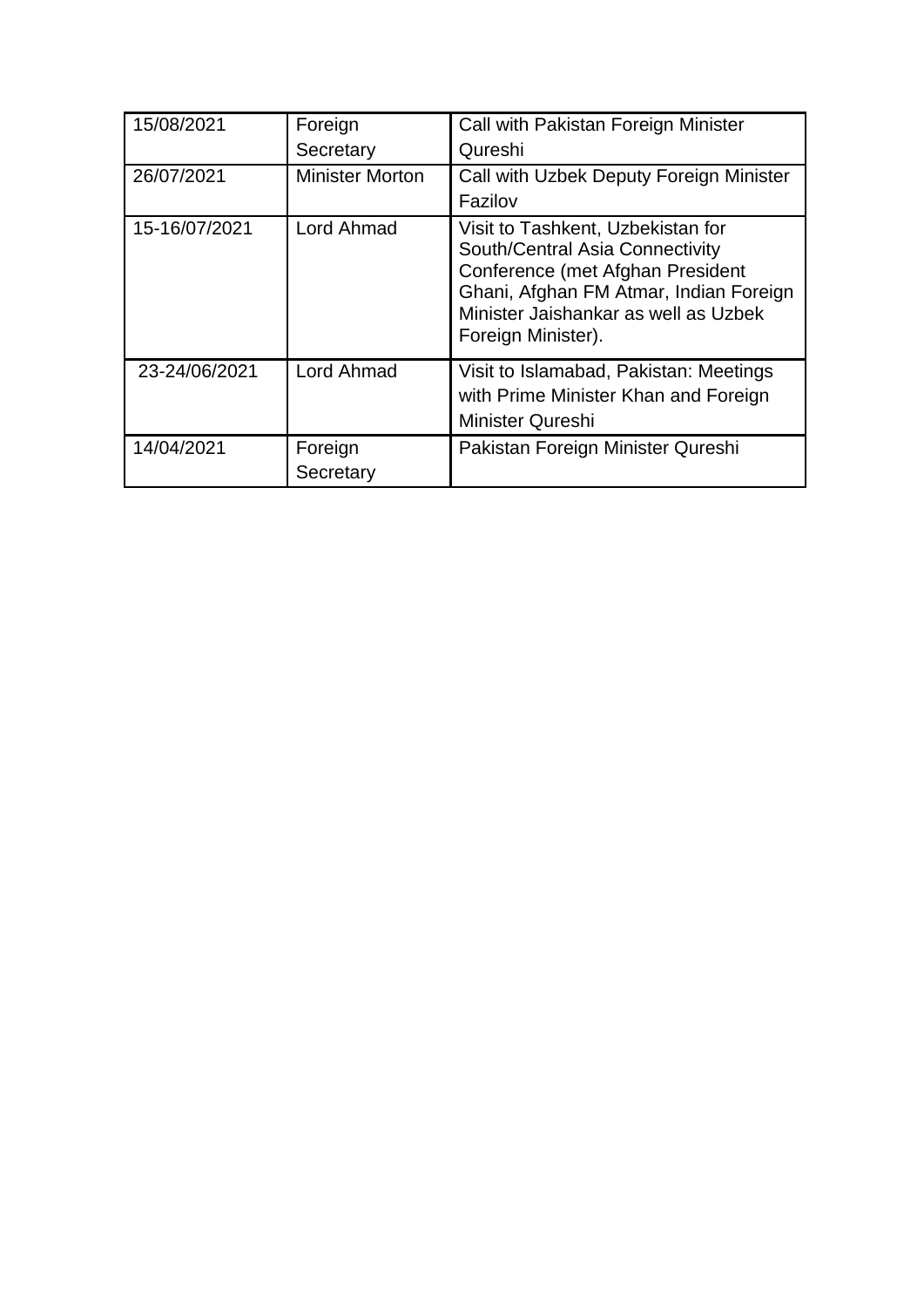| | | |
|---|---|---|
| 15/08/2021 | Foreign Secretary | Call with Pakistan Foreign Minister Qureshi |
| 26/07/2021 | Minister Morton | Call with Uzbek Deputy Foreign Minister Fazilov |
| 15-16/07/2021 | Lord Ahmad | Visit to Tashkent, Uzbekistan for South/Central Asia Connectivity Conference (met Afghan President Ghani, Afghan FM Atmar, Indian Foreign Minister Jaishankar as well as Uzbek Foreign Minister). |
| 23-24/06/2021 | Lord Ahmad | Visit to Islamabad, Pakistan: Meetings with Prime Minister Khan and Foreign Minister Qureshi |
| 14/04/2021 | Foreign Secretary | Pakistan Foreign Minister Qureshi |